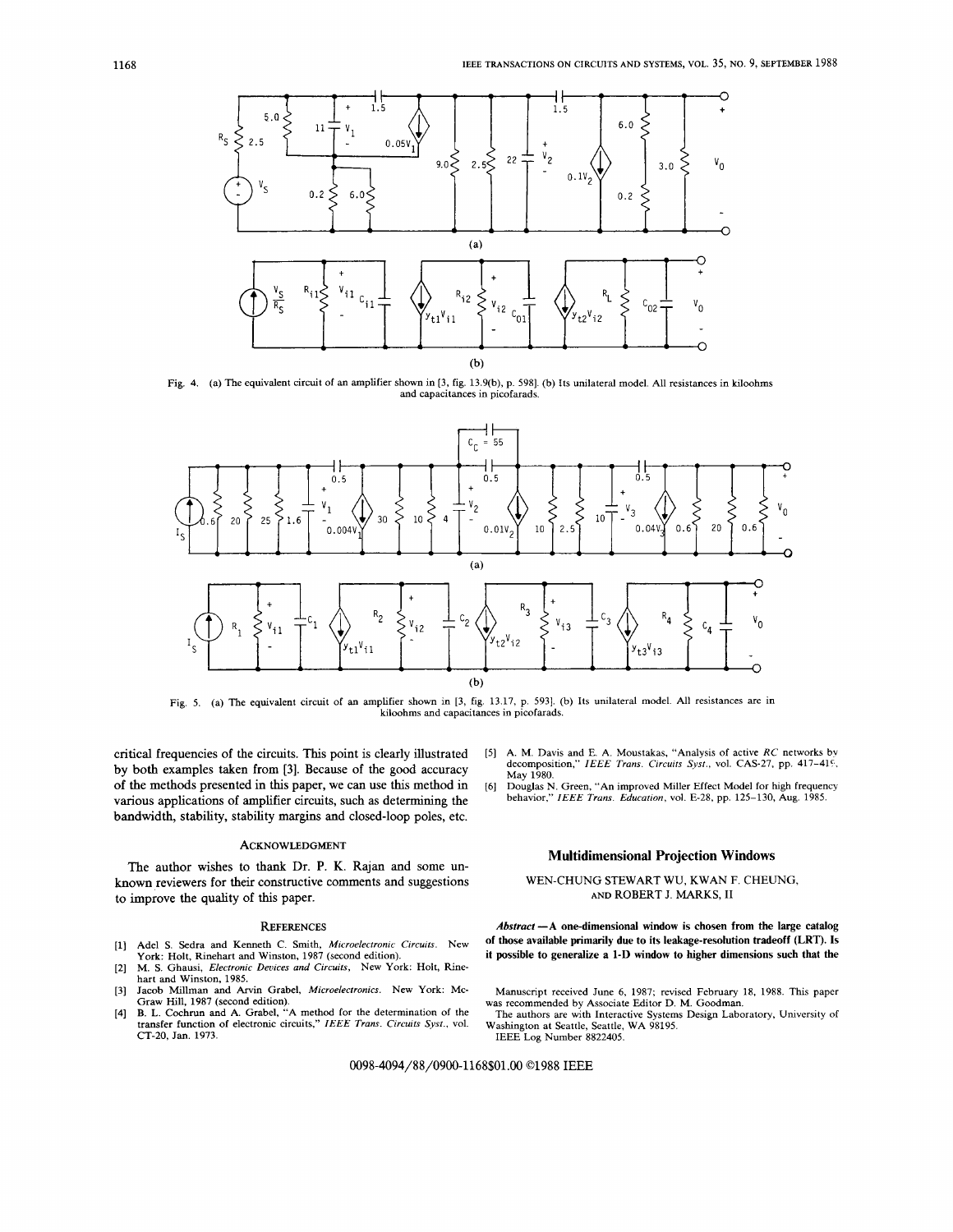Fig. 4. (a) The equivalent circuit of an amplifier shown in [3, fig. 13.9(b), p. 598]. (b) Its unilateral model. All resistances in kiloohms and capacitances in picofarads.

Fig. 5. (a) The equivalent circuit of an amplifier shown in [3, fig. 13.17, p. 593]. (b) Its unilateral model. All resistances are in kiloohms and capacitances in picofarads.

critical frequencies of the circuits. This point is clearly illustrated by both examples taken from [3]. Because of the good accuracy of the methods presented in this paper, we can use this method in various applications of amplifier circuits, such as determining the bandwidth, stability, stability margins and closed-loop poles, etc.

## Acknowledgment

The author wishes to thank Dr. P. K. Rajan and some unknown reviewers for their constructive comments and suggestions to improve the quality of this paper.

## References

[1] Adel S. Sedra and Kenneth C. Smith, *Microelectronic Circuits.* New York: Holt, Rinehart and Winston, 1987 (second edition).

[2] M. S. Ghausi, *Electronic Devices and Circuits*, New York: Holt, Rinehart and Winston, 1985.

[3] Jacob Millman and Arvin Grabel, *Microelectronics.* New York: McGraw Hill, 1987 (second edition).

[4] B. L. Cochrun and A. Grabel, "A method for the determination of the transfer function of electronic circuits," *IEEE Trans. Circuits Syst.*, vol. CT-20, Jan. 1973.

[5] A. M. Davis and E. A. Moustakas, "Analysis of active *RC* networks by decomposition," *IEEE Trans. Circuits Syst.*, vol. CAS-27, pp. 417–419, May 1980.

[6] Douglas N. Green, "An improved Miller Effect Model for high frequency behavior," *IEEE Trans. Education*, vol. E-28, pp. 125–130, Aug. 1985.

# Multidimensional Projection Windows

WEN-CHUNG STEWART WU, KWAN F. CHEUNG, AND ROBERT J. MARKS, II

***Abstract* — A one-dimensional window is chosen from the large catalog of those available primarily due to its leakage-resolution tradeoff (LRT). Is it possible to generalize a 1-D window to higher dimensions such that the**

Manuscript received June 6, 1987; revised February 18, 1988. This paper was recommended by Associate Editor D. M. Goodman.

The authors are with Interactive Systems Design Laboratory, University of Washington at Seattle, Seattle, WA 98195.

IEEE Log Number 8822405.

0098-4094/88/0900-1168$01.00 ©1988 IEEE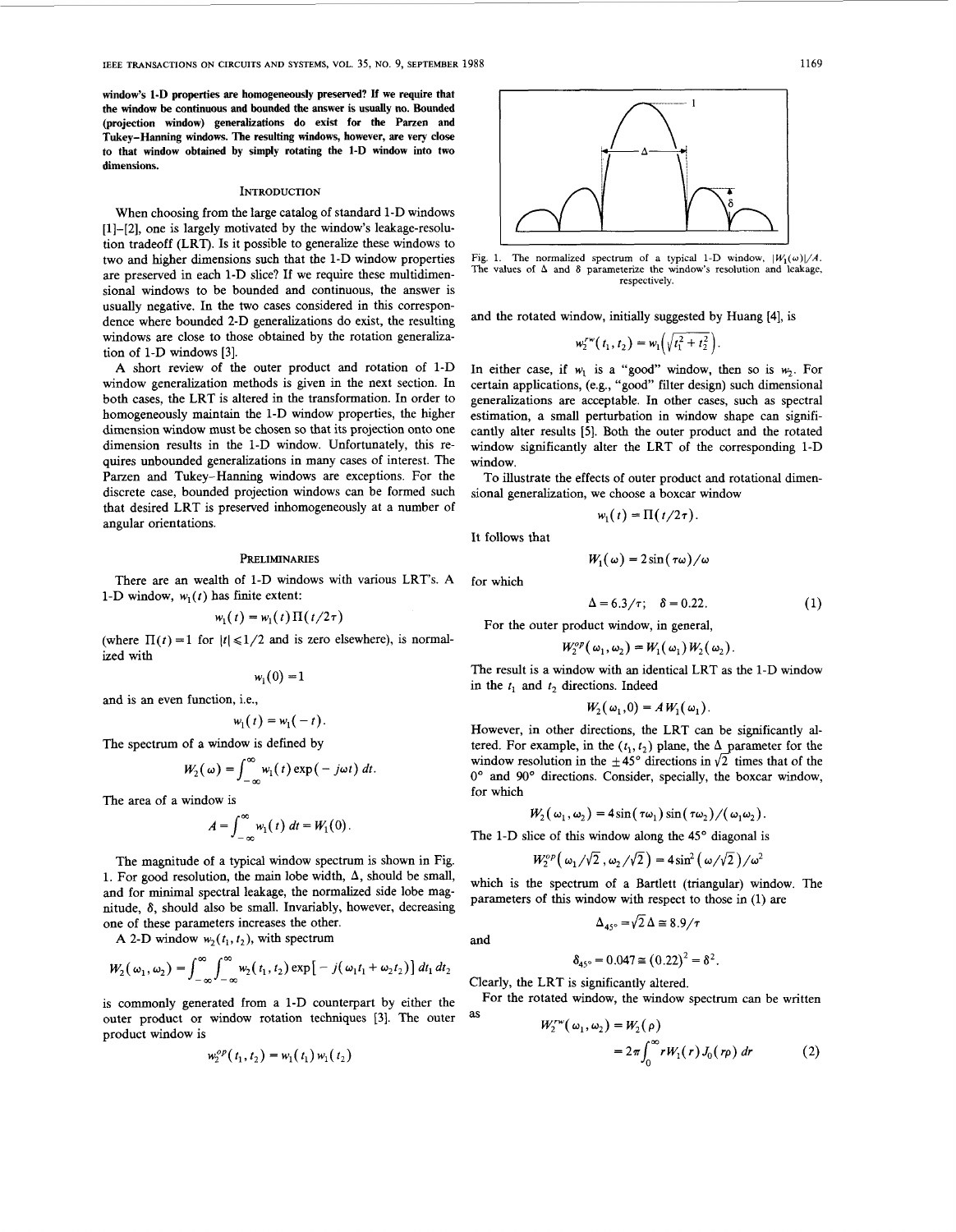**window's 1-D properties are homogeneously preserved? If we require that the window be continuous and bounded the answer is usually no. Bounded (projection window) generalizations do exist for the Parzen and Tukey–Hanning windows. The resulting windows, however, are very close to that window obtained by simply rotating the 1-D window into two dimensions.**

## Introduction

When choosing from the large catalog of standard 1-D windows [1]–[2], one is largely motivated by the window's leakage-resolution tradeoff (LRT). Is it possible to generalize these windows to two and higher dimensions such that the 1-D window properties are preserved in each 1-D slice? If we require these multidimensional windows to be bounded and continuous, the answer is usually negative. In the two cases considered in this correspondence where bounded 2-D generalizations do exist, the resulting windows are close to those obtained by the rotation generalization of 1-D windows [3].

A short review of the outer product and rotation of 1-D window generalization methods is given in the next section. In both cases, the LRT is altered in the transformation. In order to homogeneously maintain the 1-D window properties, the higher dimension window must be chosen so that its projection onto one dimension results in the 1-D window. Unfortunately, this requires unbounded generalizations in many cases of interest. The Parzen and Tukey–Hanning windows are exceptions. For the discrete case, bounded projection windows can be formed such that desired LRT is preserved inhomogeneously at a number of angular orientations.

## Preliminaries

There are an wealth of 1-D windows with various LRT's. A 1-D window, $w_1(t)$ has finite extent:

$$w_1(t) = w_1(t)\Pi(t/2\tau)$$

(where $\Pi(t) = 1$ for $|t| \leqslant 1/2$ and is zero elsewhere), is normalized with

$$w_1(0) = 1$$

and is an even function, i.e.,

$$w_1(t) = w_1(-t).$$

The spectrum of a window is defined by

$$W_2(\omega) = \int_{-\infty}^{\infty} w_1(t)\exp(-j\omega t)\,dt.$$

The area of a window is

$$A = \int_{-\infty}^{\infty} w_1(t)\,dt = W_1(0).$$

The magnitude of a typical window spectrum is shown in Fig. 1. For good resolution, the main lobe width, $\Delta$, should be small, and for minimal spectral leakage, the normalized side lobe magnitude, $\delta$, should also be small. Invariably, however, decreasing one of these parameters increases the other.

A 2-D window $w_2(t_1, t_2)$, with spectrum

$$W_2(\omega_1, \omega_2) = \int_{-\infty}^{\infty}\int_{-\infty}^{\infty} w_2(t_1, t_2)\exp[-j(\omega_1 t_1 + \omega_2 t_2)]\,dt_1\,dt_2$$

is commonly generated from a 1-D counterpart by either the outer product or window rotation techniques [3]. The outer product window is

$$w_2^{op}(t_1, t_2) = w_1(t_1)w_1(t_2)$$

Fig. 1. The normalized spectrum of a typical 1-D window, $|W_1(\omega)|/A$. The values of $\Delta$ and $\delta$ parameterize the window's resolution and leakage, respectively.

and the rotated window, initially suggested by Huang [4], is

$$w_2^{rw}(t_1, t_2) = w_1\left(\sqrt{t_1^2 + t_2^2}\right).$$

In either case, if $w_1$ is a "good" window, then so is $w_2$. For certain applications, (e.g., "good" filter design) such dimensional generalizations are acceptable. In other cases, such as spectral estimation, a small perturbation in window shape can significantly alter results [5]. Both the outer product and the rotated window significantly alter the LRT of the corresponding 1-D window.

To illustrate the effects of outer product and rotational dimensional generalization, we choose a boxcar window

$$w_1(t) = \Pi(t/2\tau).$$

It follows that

$$W_1(\omega) = 2\sin(\tau\omega)/\omega$$

for which

$$\Delta = 6.3/\tau; \quad \delta = 0.22. \tag{1}$$

For the outer product window, in general,

$$W_2^{op}(\omega_1, \omega_2) = W_1(\omega_1)W_2(\omega_2).$$

The result is a window with an identical LRT as the 1-D window in the $t_1$ and $t_2$ directions. Indeed

$$W_2(\omega_1, 0) = AW_1(\omega_1).$$

However, in other directions, the LRT can be significantly altered. For example, in the $(t_1, t_2)$ plane, the $\Delta$ parameter for the window resolution in the $\pm 45°$ directions in $\sqrt{2}$ times that of the $0°$ and $90°$ directions. Consider, specially, the boxcar window, for which

$$W_2(\omega_1, \omega_2) = 4\sin(\tau\omega_1)\sin(\tau\omega_2)/(\omega_1\omega_2).$$

The 1-D slice of this window along the 45° diagonal is

$$W_2^{op}(\omega_1/\sqrt{2}, \omega_2/\sqrt{2}) = 4\sin^2(\omega/\sqrt{2})/\omega^2$$

which is the spectrum of a Bartlett (triangular) window. The parameters of this window with respect to those in (1) are

$$\Delta_{45°} = \sqrt{2}\Delta \cong 8.9/\tau$$

and

$$\delta_{45°} = 0.047 \cong (0.22)^2 = \delta^2.$$

Clearly, the LRT is significantly altered.

For the rotated window, the window spectrum can be written as

$$\begin{aligned} W_2^{rw}(\omega_1, \omega_2) &= W_2(\rho) \\ &= 2\pi\int_0^{\infty} rW_1(r)J_0(r\rho)\,dr \end{aligned} \tag{2}$$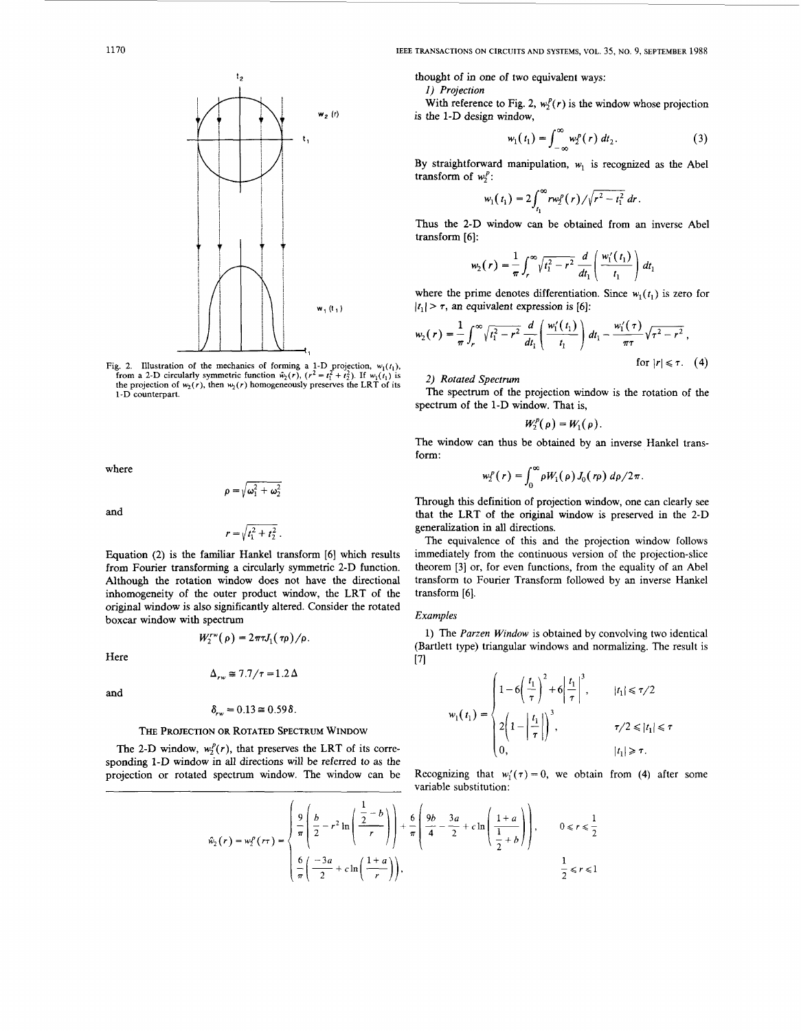Fig. 2. Illustration of the mechanics of forming a 1-D projection, $w_1(t_1)$, from a 2-D circularly symmetric function $\hat{w}_2(r)$, $(r^2 = t_1^2 + t_2^2)$. If $w_1(t_1)$ is the projection of $w_2(r)$, then $w_2(r)$ homogeneously preserves the LRT of its 1-D counterpart.

where

$$\rho = \sqrt{\omega_1^2 + \omega_2^2}$$

and

$$r = \sqrt{t_1^2 + t_2^2}.$$

Equation (2) is the familiar Hankel transform [6] which results from Fourier transforming a circularly symmetric 2-D function. Although the rotation window does not have the directional inhomogeneity of the outer product window, the LRT of the original window is also significantly altered. Consider the rotated boxcar window with spectrum

$$W_2^{rw}(\rho) = 2\pi\tau J_1(\tau\rho)/\rho.$$

Here

$$\Delta_{rw} \cong 7.7/\tau = 1.2\Delta$$

and

$$\delta_{rw} = 0.13 \cong 0.59\delta.$$

### The Projection or Rotated Spectrum Window

The 2-D window, $w_2^p(r)$, that preserves the LRT of its corresponding 1-D window in all directions will be referred to as the projection or rotated spectrum window. The window can be thought of in one of two equivalent ways:

*1) Projection*

With reference to Fig. 2, $w_2^p(r)$ is the window whose projection is the 1-D design window,

$$w_1(t_1) = \int_{-\infty}^{\infty} w_2^p(r)\, dt_2. \tag{3}$$

By straightforward manipulation, $w_1$ is recognized as the Abel transform of $w_2^p$:

$$w_1(t_1) = 2\int_{t_1}^{\infty} r w_2^p(r)/\sqrt{r^2 - t_1^2}\, dr.$$

Thus the 2-D window can be obtained from an inverse Abel transform [6]:

$$w_2(r) = \frac{1}{\pi}\int_r^{\infty} \sqrt{t_1^2 - r^2}\, \frac{d}{dt_1}\left(\frac{w_1'(t_1)}{t_1}\right) dt_1$$

where the prime denotes differentiation. Since $w_1(t_1)$ is zero for $|t_1| > \tau$, an equivalent expression is [6]:

$$w_2(r) = \frac{1}{\pi}\int_r^{\infty} \sqrt{t_1^2 - r^2}\, \frac{d}{dt_1}\left(\frac{w_1'(t_1)}{t_1}\right) dt_1 - \frac{w_1'(\tau)}{\pi\tau}\sqrt{\tau^2 - r^2}, \quad \text{for } |r| \leq \tau. \tag{4}$$

*2) Rotated Spectrum*

The spectrum of the projection window is the rotation of the spectrum of the 1-D window. That is,

$$W_2^p(\rho) = W_1(\rho).$$

The window can thus be obtained by an inverse Hankel transform:

$$w_2^p(r) = \int_0^{\infty} \rho W_1(\rho) J_0(r\rho)\, d\rho/2\pi.$$

Through this definition of projection window, one can clearly see that the LRT of the original window is preserved in the 2-D generalization in all directions.

The equivalence of this and the projection window follows immediately from the continuous version of the projection-slice theorem [3] or, for even functions, from the equality of an Abel transform to Fourier Transform followed by an inverse Hankel transform [6].

### Examples

1) The *Parzen Window* is obtained by convolving two identical (Bartlett type) triangular windows and normalizing. The result is [7]

$$w_1(t_1) = \begin{cases} 1 - 6\left(\dfrac{t_1}{\tau}\right)^2 + 6\left|\dfrac{t_1}{\tau}\right|^3, & |t_1| \leq \tau/2 \\ 2\left(1 - \left|\dfrac{t_1}{\tau}\right|\right)^3, & \tau/2 \leq |t_1| \leq \tau \\ 0, & |t_1| \geq \tau. \end{cases}$$

Recognizing that $w_1'(\tau) = 0$, we obtain from (4) after some variable substitution:

$$\hat{w}_2(r) = w_2^p(r\tau) = \begin{cases} \dfrac{9}{\pi}\left(\dfrac{b}{2} - r^2 \ln\left(\dfrac{\frac{1}{2} - b}{r}\right)\right) + \dfrac{6}{\pi}\left(\dfrac{9b}{4} - \dfrac{3a}{2} + c\ln\left(\dfrac{1+a}{\frac{1}{2} + b}\right)\right), & 0 \leq r \leq \dfrac{1}{2} \\ \dfrac{6}{\pi}\left(\dfrac{-3a}{2} + c\ln\left(\dfrac{1+a}{r}\right)\right), & \dfrac{1}{2} \leq r \leq 1 \end{cases}$$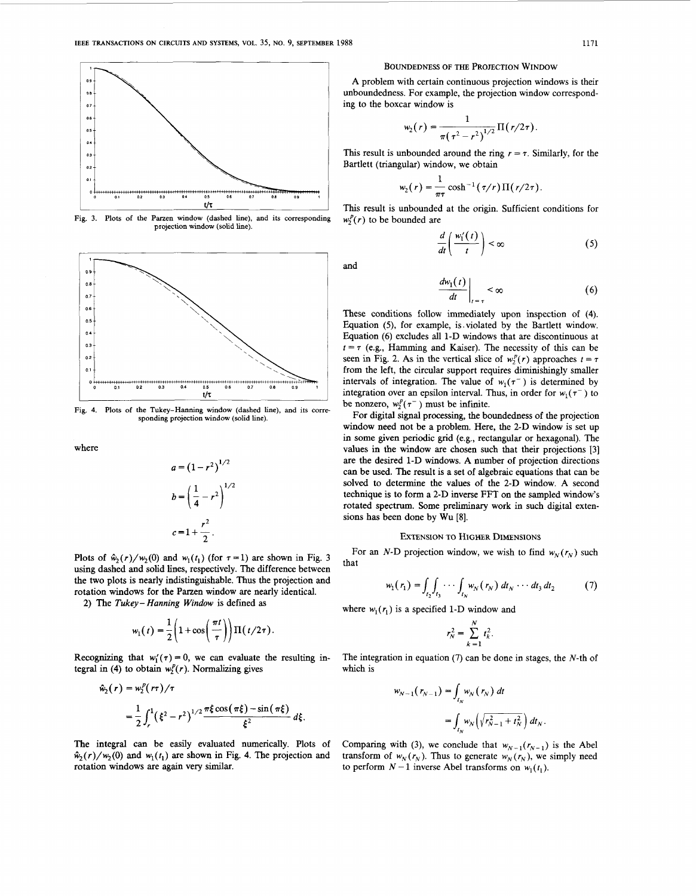Fig. 3. Plots of the Parzen window (dashed line), and its corresponding projection window (solid line).

Fig. 4. Plots of the Tukey–Hanning window (dashed line), and its corresponding projection window (solid line).

where

$$a = (1 - r^2)^{1/2}$$

$$b = \left(\frac{1}{4} - r^2\right)^{1/2}$$

$$c = 1 + \frac{r^2}{2}.$$

Plots of $\hat{w}_2(r)/w_2(0)$ and $w_1(t_1)$ (for $\tau = 1$) are shown in Fig. 3 using dashed and solid lines, respectively. The difference between the two plots is nearly indistinguishable. Thus the projection and rotation windows for the Parzen window are nearly identical.

2) The *Tukey–Hanning Window* is defined as

$$w_1(t) = \frac{1}{2}\left(1 + \cos\left(\frac{\pi t}{\tau}\right)\right)\Pi(t/2\tau).$$

Recognizing that $w_1'(\tau) = 0$, we can evaluate the resulting integral in (4) to obtain $w_2^P(r)$. Normalizing gives

$$\hat{w}_2(r) = w_2^P(r\tau)/\tau$$

$$= \frac{1}{2}\int_r^1 (\xi^2 - r^2)^{1/2}\frac{\pi\xi\cos(\pi\xi) - \sin(\pi\xi)}{\xi^2}\,d\xi.$$

The integral can be easily evaluated numerically. Plots of $\hat{w}_2(r)/w_2(0)$ and $w_1(t_1)$ are shown in Fig. 4. The projection and rotation windows are again very similar.

## Boundedness of the Projection Window

A problem with certain continuous projection windows is their unboundedness. For example, the projection window corresponding to the boxcar window is

$$w_2(r) = \frac{1}{\pi(\tau^2 - r^2)^{1/2}}\Pi(r/2\tau).$$

This result is unbounded around the ring $r = \tau$. Similarly, for the Bartlett (triangular) window, we obtain

$$w_2(r) = \frac{1}{\pi\tau}\cosh^{-1}(\tau/r)\Pi(r/2\tau).$$

This result is unbounded at the origin. Sufficient conditions for $w_2^P(r)$ to be bounded are

$$\frac{d}{dt}\left(\frac{w_1'(t)}{t}\right) < \infty \tag{5}$$

and

$$\left.\frac{dw_1(t)}{dt}\right|_{t=\tau} < \infty \tag{6}$$

These conditions follow immediately upon inspection of (4). Equation (5), for example, is violated by the Bartlett window. Equation (6) excludes all 1-D windows that are discontinuous at $t = \tau$ (e.g., Hamming and Kaiser). The necessity of this can be seen in Fig. 2. As in the vertical slice of $w_2^P(r)$ approaches $t = \tau$ from the left, the circular support requires diminishingly smaller intervals of integration. The value of $w_1(\tau^-)$ is determined by integration over an epsilon interval. Thus, in order for $w_1(\tau^-)$ to be nonzero, $w_2^P(\tau^-)$ must be infinite.

For digital signal processing, the boundedness of the projection window need not be a problem. Here, the 2-D window is set up in some given periodic grid (e.g., rectangular or hexagonal). The values in the window are chosen such that their projections [3] are the desired 1-D windows. A number of projection directions can be used. The result is a set of algebraic equations that can be solved to determine the values of the 2-D window. A second technique is to form a 2-D inverse FFT on the sampled window's rotated spectrum. Some preliminary work in such digital extensions has been done by Wu [8].

## Extension to Higher Dimensions

For an N-D projection window, we wish to find $w_N(r_N)$ such that

$$w_1(r_1) = \int_{t_2}\int_{t_3}\cdots\int_{t_N} w_N(r_N)\,dt_N\cdots dt_3\,dt_2 \tag{7}$$

where $w_1(r_1)$ is a specified 1-D window and

$$r_N^2 = \sum_{k=1}^{N} t_k^2.$$

The integration in equation (7) can be done in stages, the $N$-th of which is

$$w_{N-1}(r_{N-1}) = \int_{t_N} w_N(r_N)\,dt$$

$$= \int_{t_N} w_N\left(\sqrt{r_{N-1}^2 + t_N^2}\right)dt_N.$$

Comparing with (3), we conclude that $w_{N-1}(r_{N-1})$ is the Abel transform of $w_N(r_N)$. Thus to generate $w_N(r_N)$, we simply need to perform $N-1$ inverse Abel transforms on $w_1(t_1)$.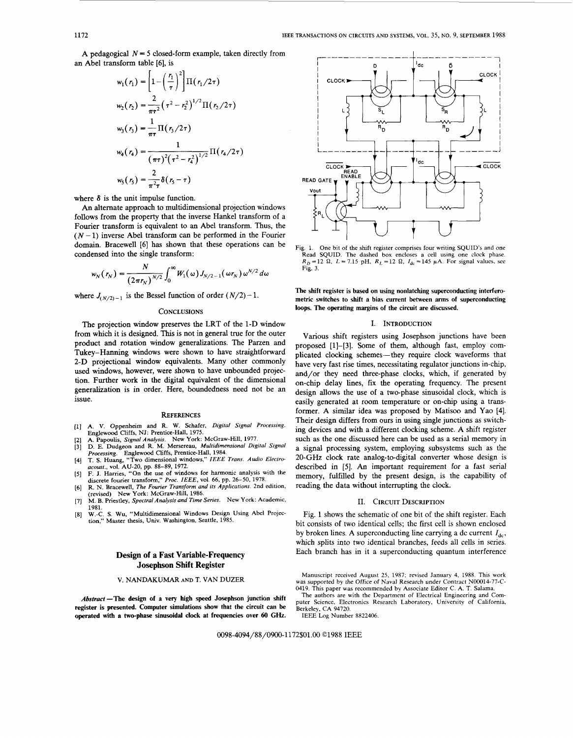A pedagogical $N = 5$ closed-form example, taken directly from an Abel transform table [6], is

$$w_1(r_1) = \left[1 - \left(\frac{r_1}{\tau}\right)^2\right] \Pi(r_1/2\tau)$$

$$w_2(r_2) = \frac{2}{\pi\tau^2}\left(\tau^2 - r_2^2\right)^{1/2} \Pi(r_2/2\tau)$$

$$w_3(r_3) = \frac{1}{\pi\tau} \Pi(r_3/2\tau)$$

$$w_4(r_4) = \frac{1}{(\pi\tau)^2\left(\tau^2 - r_4^2\right)^{1/2}} \Pi(r_4/2\tau)$$

$$w_5(r_5) = \frac{2}{\pi^2\tau} \delta(r_5 - \tau)$$

where $\delta$ is the unit impulse function.

An alternate approach to multidimensional projection windows follows from the property that the inverse Hankel transform of a Fourier transform is equivalent to an Abel transform. Thus, the $(N-1)$ inverse Abel transform can be performed in the Fourier domain. Bracewell [6] has shown that these operations can be condensed into the single transform:

$$w_N(r_N) = \frac{N}{(2\pi r_N)^{N/2}} \int_0^\infty W_1(\omega) J_{N/2-1}(\omega r_N)\, \omega^{N/2}\, d\omega$$

where $J_{(N/2)-1}$ is the Bessel function of order $(N/2)-1$.

## CONCLUSIONS

The projection window preserves the LRT of the 1-D window from which it is designed. This is not in general true for the outer product and rotation window generalizations. The Parzen and Tukey–Hanning windows were shown to have straightforward 2-D projectional window equivalents. Many other commonly used windows, however, were shown to have unbounded projection. Further work in the digital equivalent of the dimensional generalization is in order. Here, boundedness need not be an issue.

## REFERENCES

[1] A. V. Oppenheim and R. W. Schafer, *Digital Signal Processing*. Englewood Cliffs, NJ: Prentice-Hall, 1975.

[2] A. Papoulis, *Signal Analysis*. New York: McGraw-Hill, 1977.

[3] D. E. Dudgeon and R. M. Mersereau, *Multidimensional Digital Signal Processing*. Englewood Cliffs, Prentice-Hall, 1984.

[4] T. S. Huang, "Two dimensional windows," *IEEE Trans. Audio Electroacoust.*, vol. AU-20, pp. 88–89, 1972.

[5] F. J. Harries, "On the use of windows for harmonic analysis with the discrete fourier transform," *Proc. IEEE*, vol. 66, pp. 26–50, 1978.

[6] R. N. Bracewell, *The Fourier Transform and its Applications*. 2nd edition, (revised) New York: McGraw-Hill, 1986.

[7] M. B. Priestley, *Spectral Analysis and Time Series*. New York: Academic, 1981.

[8] W.-C. S. Wu, "Multidimensional Windows Design Using Abel Projection," Master thesis, Univ. Washington, Seattle, 1985.

# Design of a Fast Variable-Frequency Josephson Shift Register

V. NANDAKUMAR AND T. VAN DUZER

***Abstract*—The design of a very high speed Josephson junction shift register is presented. Computer simulations show that the circuit can be operated with a two-phase sinusoidal clock at frequencies over 60 GHz.**

**The shift register is based on using nonlatching superconducting interferometric switches to shift a bias current between arms of superconducting loops. The operating margins of the circuit are discussed.**

Manuscript received August 25, 1987; revised January 4, 1988. This work was supported by the Office of Naval Research under Contract N00014-77-C-0419. This paper was recommended by Associate Editor C. A. T. Salama.

The authors are with the Department of Electrical Engineering and Computer Science, Electronics Research Laboratory, University of California, Berkeley, CA 94720.

IEEE Log Number 8822406.

CLOCK
D
$I_{dc}$
$\bar{D}$
CLOCK
L
$S_L$
$S_R$
L
$R_D$
$R_D$
$I_{dc}$
$\overline{\text{CLOCK}}$
READ ENABLE
READ GATE
$\overline{\text{CLOCK}}$
Vout
$R_L$

Fig. 1. One bit of the shift register comprises four writing SQUID's and one Read SQUID. The dashed box encloses a cell using one clock phase. $R_D = 12\ \Omega$, $L = 7.15$ pH, $R_L = 12\ \Omega$, $I_{dc} = 145\ \mu$A. For signal values, see Fig. 3.

## I. INTRODUCTION

Various shift registers using Josephson junctions have been proposed [1]–[3]. Some of them, although fast, employ complicated clocking schemes—they require clock waveforms that have very fast rise times, necessitating regulator junctions in-chip, and/or they need three-phase clocks, which, if generated by on-chip delay lines, fix the operating frequency. The present design allows the use of a two-phase sinusoidal clock, which is easily generated at room temperature or on-chip using a transformer. A similar idea was proposed by Matisoo and Yao [4]. Their design differs from ours in using single junctions as switching devices and with a different clocking scheme. A shift register such as the one discussed here can be used as a serial memory in a signal processing system, employing subsystems such as the 20-GHz clock rate analog-to-digital converter whose design is described in [5]. An important requirement for a fast serial memory, fulfilled by the present design, is the capability of reading the data without interrupting the clock.

## II. CIRCUIT DESCRIPTION

Fig. 1 shows the schematic of one bit of the shift register. Each bit consists of two identical cells; the first cell is shown enclosed by broken lines. A superconducting line carrying a dc current $I_{dc}$, which splits into two identical branches, feeds all cells in series. Each branch has in it a superconducting quantum interference